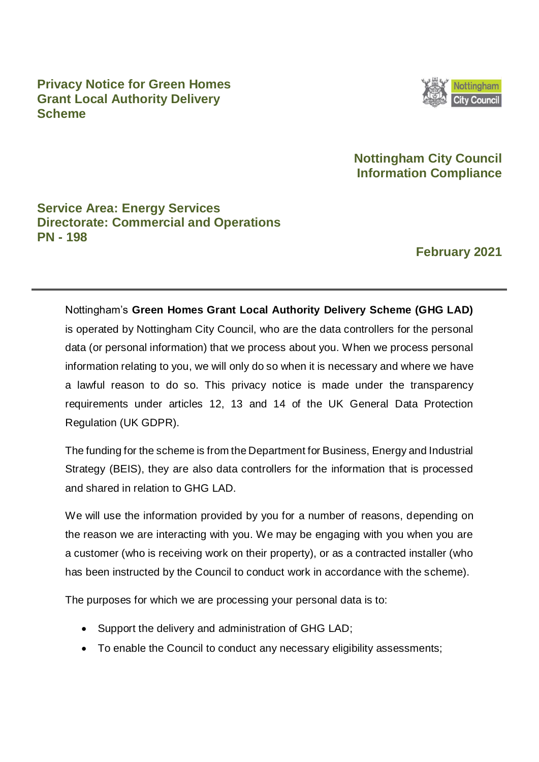# Privacy Notice for Green Homes Grant Local Authority Delivery Scheme

**Nottingham City Council Information Compliance**

**Service Area: Energy Services**
**Directorate: Commercial and Operations**
**PN - 198**

**February 2021**

---

Nottingham's **Green Homes Grant Local Authority Delivery Scheme (GHG LAD)** is operated by Nottingham City Council, who are the data controllers for the personal data (or personal information) that we process about you. When we process personal information relating to you, we will only do so when it is necessary and where we have a lawful reason to do so. This privacy notice is made under the transparency requirements under articles 12, 13 and 14 of the UK General Data Protection Regulation (UK GDPR).

The funding for the scheme is from the Department for Business, Energy and Industrial Strategy (BEIS), they are also data controllers for the information that is processed and shared in relation to GHG LAD.

We will use the information provided by you for a number of reasons, depending on the reason we are interacting with you. We may be engaging with you when you are a customer (who is receiving work on their property), or as a contracted installer (who has been instructed by the Council to conduct work in accordance with the scheme).

The purposes for which we are processing your personal data is to:

- Support the delivery and administration of GHG LAD;
- To enable the Council to conduct any necessary eligibility assessments;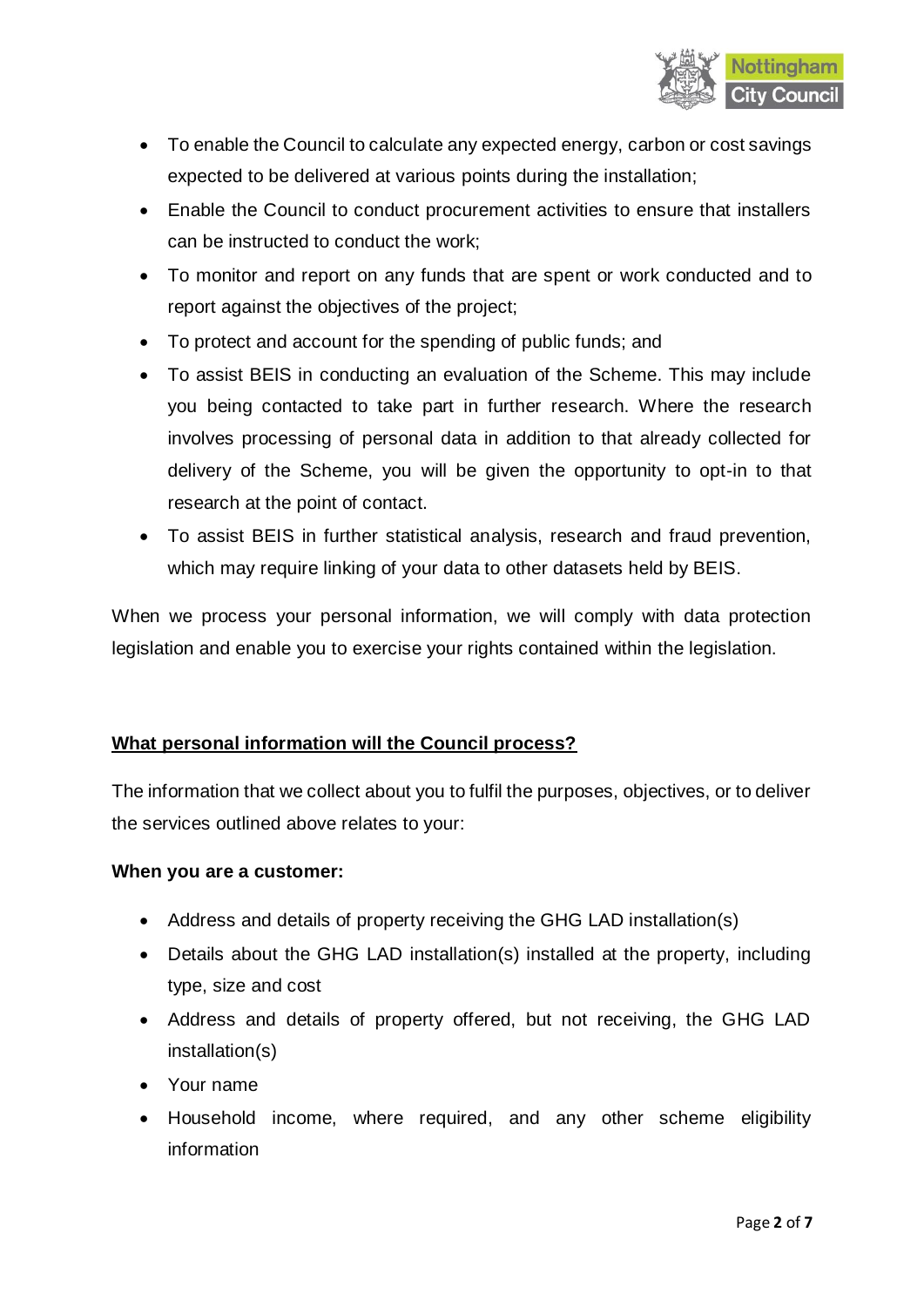- To enable the Council to calculate any expected energy, carbon or cost savings expected to be delivered at various points during the installation;
- Enable the Council to conduct procurement activities to ensure that installers can be instructed to conduct the work;
- To monitor and report on any funds that are spent or work conducted and to report against the objectives of the project;
- To protect and account for the spending of public funds; and
- To assist BEIS in conducting an evaluation of the Scheme. This may include you being contacted to take part in further research. Where the research involves processing of personal data in addition to that already collected for delivery of the Scheme, you will be given the opportunity to opt-in to that research at the point of contact.
- To assist BEIS in further statistical analysis, research and fraud prevention, which may require linking of your data to other datasets held by BEIS.

When we process your personal information, we will comply with data protection legislation and enable you to exercise your rights contained within the legislation.

## What personal information will the Council process?

The information that we collect about you to fulfil the purposes, objectives, or to deliver the services outlined above relates to your:

**When you are a customer:**

- Address and details of property receiving the GHG LAD installation(s)
- Details about the GHG LAD installation(s) installed at the property, including type, size and cost
- Address and details of property offered, but not receiving, the GHG LAD installation(s)
- Your name
- Household income, where required, and any other scheme eligibility information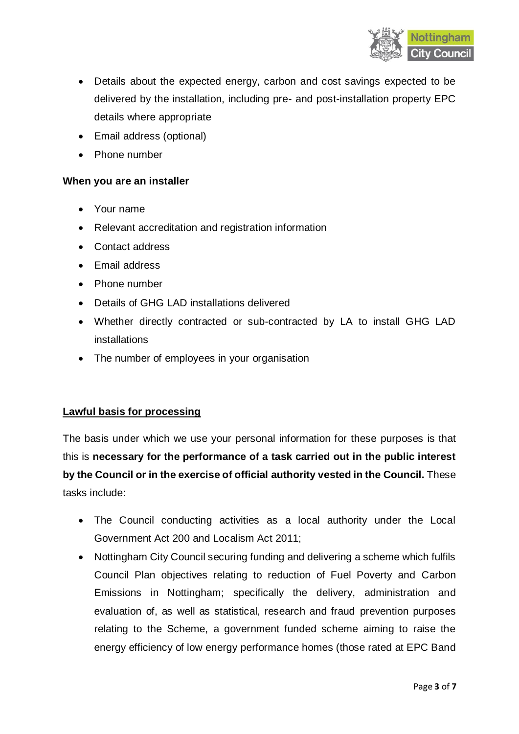- Details about the expected energy, carbon and cost savings expected to be delivered by the installation, including pre- and post-installation property EPC details where appropriate
- Email address (optional)
- Phone number

**When you are an installer**

- Your name
- Relevant accreditation and registration information
- Contact address
- Email address
- Phone number
- Details of GHG LAD installations delivered
- Whether directly contracted or sub-contracted by LA to install GHG LAD installations
- The number of employees in your organisation

## Lawful basis for processing

The basis under which we use your personal information for these purposes is that this is **necessary for the performance of a task carried out in the public interest by the Council or in the exercise of official authority vested in the Council.** These tasks include:

- The Council conducting activities as a local authority under the Local Government Act 200 and Localism Act 2011;
- Nottingham City Council securing funding and delivering a scheme which fulfils Council Plan objectives relating to reduction of Fuel Poverty and Carbon Emissions in Nottingham; specifically the delivery, administration and evaluation of, as well as statistical, research and fraud prevention purposes relating to the Scheme, a government funded scheme aiming to raise the energy efficiency of low energy performance homes (those rated at EPC Band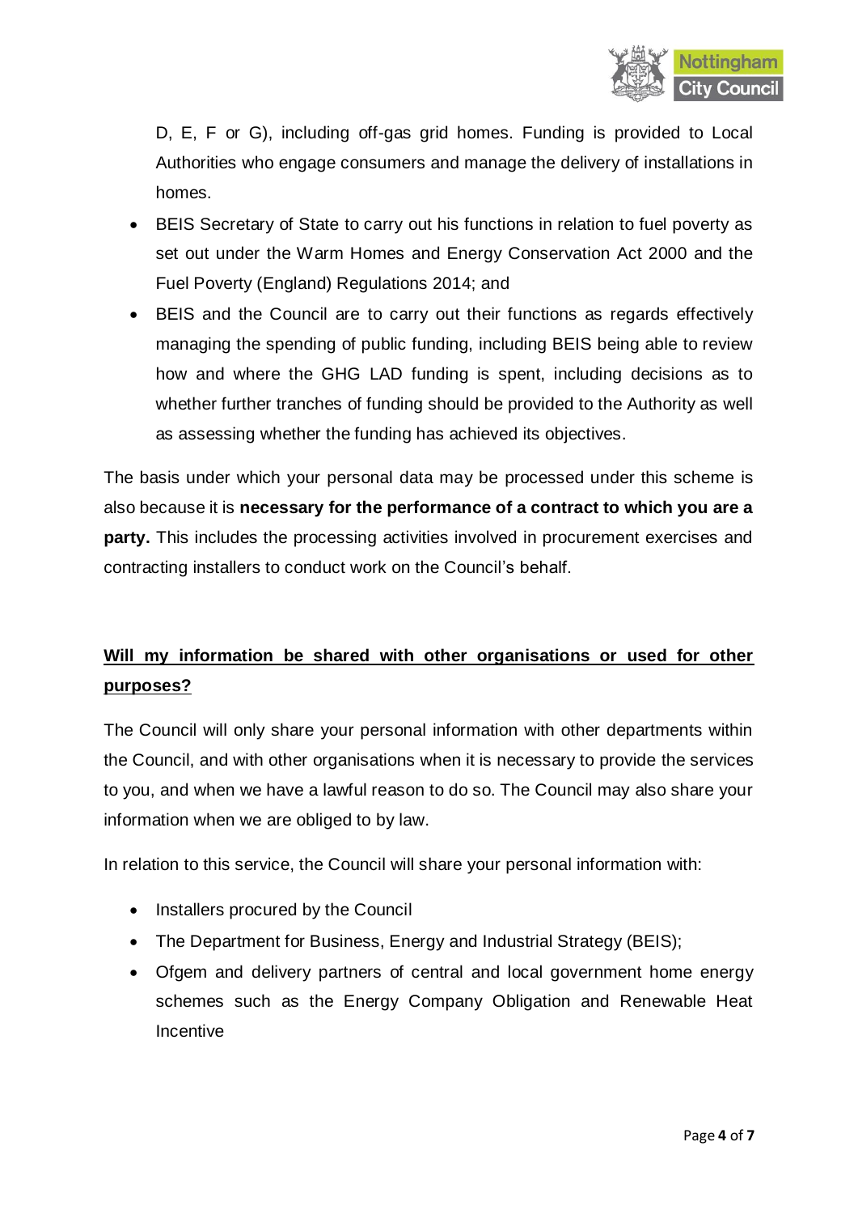D, E, F or G), including off-gas grid homes. Funding is provided to Local Authorities who engage consumers and manage the delivery of installations in homes.

- BEIS Secretary of State to carry out his functions in relation to fuel poverty as set out under the Warm Homes and Energy Conservation Act 2000 and the Fuel Poverty (England) Regulations 2014; and
- BEIS and the Council are to carry out their functions as regards effectively managing the spending of public funding, including BEIS being able to review how and where the GHG LAD funding is spent, including decisions as to whether further tranches of funding should be provided to the Authority as well as assessing whether the funding has achieved its objectives.

The basis under which your personal data may be processed under this scheme is also because it is **necessary for the performance of a contract to which you are a party.** This includes the processing activities involved in procurement exercises and contracting installers to conduct work on the Council's behalf.

## Will my information be shared with other organisations or used for other purposes?

The Council will only share your personal information with other departments within the Council, and with other organisations when it is necessary to provide the services to you, and when we have a lawful reason to do so. The Council may also share your information when we are obliged to by law.

In relation to this service, the Council will share your personal information with:

- Installers procured by the Council
- The Department for Business, Energy and Industrial Strategy (BEIS);
- Ofgem and delivery partners of central and local government home energy schemes such as the Energy Company Obligation and Renewable Heat Incentive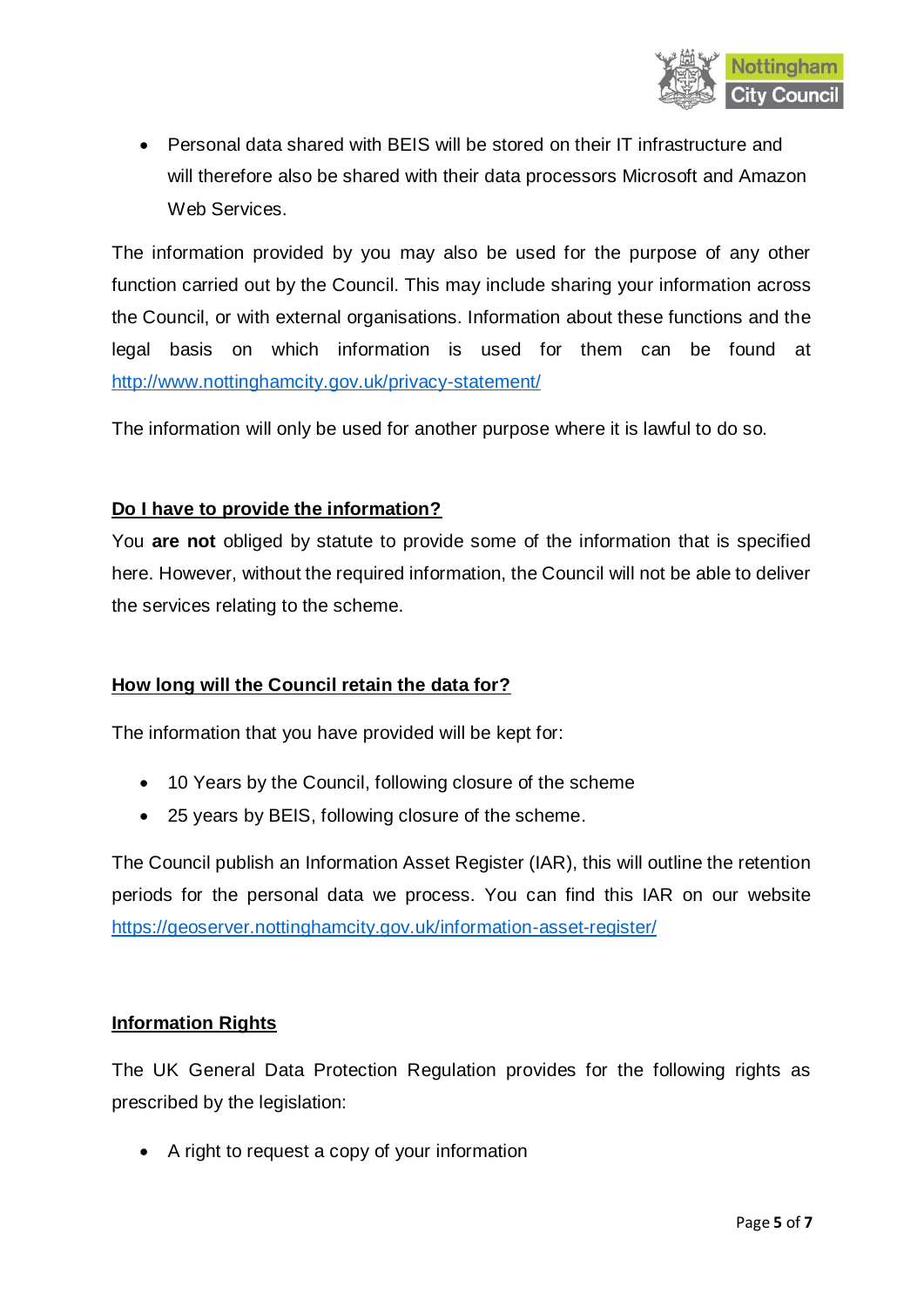- Personal data shared with BEIS will be stored on their IT infrastructure and will therefore also be shared with their data processors Microsoft and Amazon Web Services.

The information provided by you may also be used for the purpose of any other function carried out by the Council. This may include sharing your information across the Council, or with external organisations. Information about these functions and the legal basis on which information is used for them can be found at http://www.nottinghamcity.gov.uk/privacy-statement/

The information will only be used for another purpose where it is lawful to do so.

## Do I have to provide the information?

You **are not** obliged by statute to provide some of the information that is specified here. However, without the required information, the Council will not be able to deliver the services relating to the scheme.

## How long will the Council retain the data for?

The information that you have provided will be kept for:

- 10 Years by the Council, following closure of the scheme
- 25 years by BEIS, following closure of the scheme.

The Council publish an Information Asset Register (IAR), this will outline the retention periods for the personal data we process. You can find this IAR on our website https://geoserver.nottinghamcity.gov.uk/information-asset-register/

## Information Rights

The UK General Data Protection Regulation provides for the following rights as prescribed by the legislation:

- A right to request a copy of your information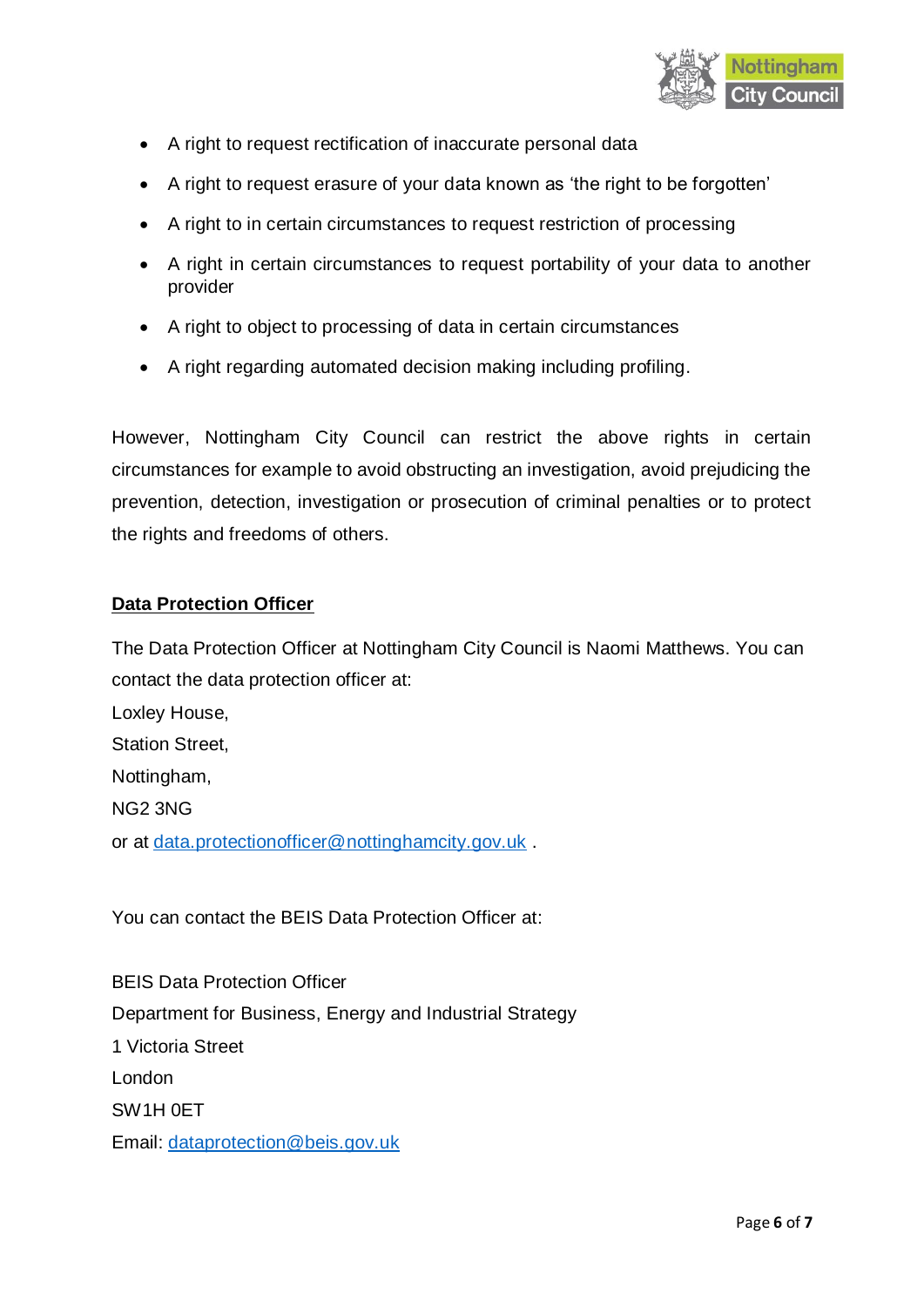- A right to request rectification of inaccurate personal data
- A right to request erasure of your data known as 'the right to be forgotten'
- A right to in certain circumstances to request restriction of processing
- A right in certain circumstances to request portability of your data to another provider
- A right to object to processing of data in certain circumstances
- A right regarding automated decision making including profiling.

However, Nottingham City Council can restrict the above rights in certain circumstances for example to avoid obstructing an investigation, avoid prejudicing the prevention, detection, investigation or prosecution of criminal penalties or to protect the rights and freedoms of others.

**Data Protection Officer**

The Data Protection Officer at Nottingham City Council is Naomi Matthews. You can contact the data protection officer at:

Loxley House,
Station Street,
Nottingham,
NG2 3NG
or at data.protectionofficer@nottinghamcity.gov.uk .

You can contact the BEIS Data Protection Officer at:

BEIS Data Protection Officer
Department for Business, Energy and Industrial Strategy
1 Victoria Street
London
SW1H 0ET
Email: dataprotection@beis.gov.uk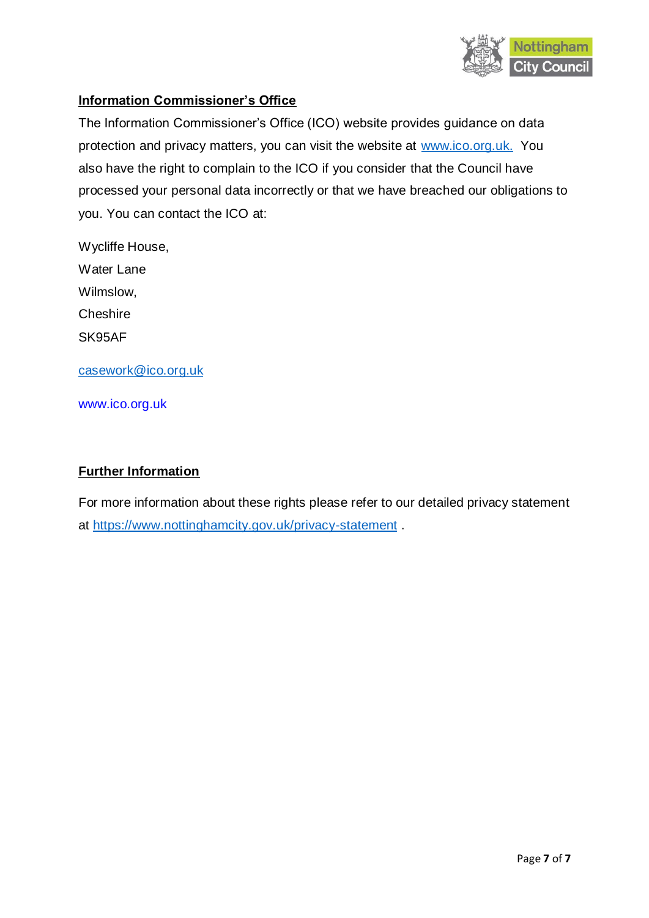**Information Commissioner's Office**

The Information Commissioner's Office (ICO) website provides guidance on data protection and privacy matters, you can visit the website at www.ico.org.uk. You also have the right to complain to the ICO if you consider that the Council have processed your personal data incorrectly or that we have breached our obligations to you. You can contact the ICO at:

Wycliffe House,
Water Lane
Wilmslow,
Cheshire
SK95AF

casework@ico.org.uk

www.ico.org.uk

**Further Information**

For more information about these rights please refer to our detailed privacy statement at https://www.nottinghamcity.gov.uk/privacy-statement .